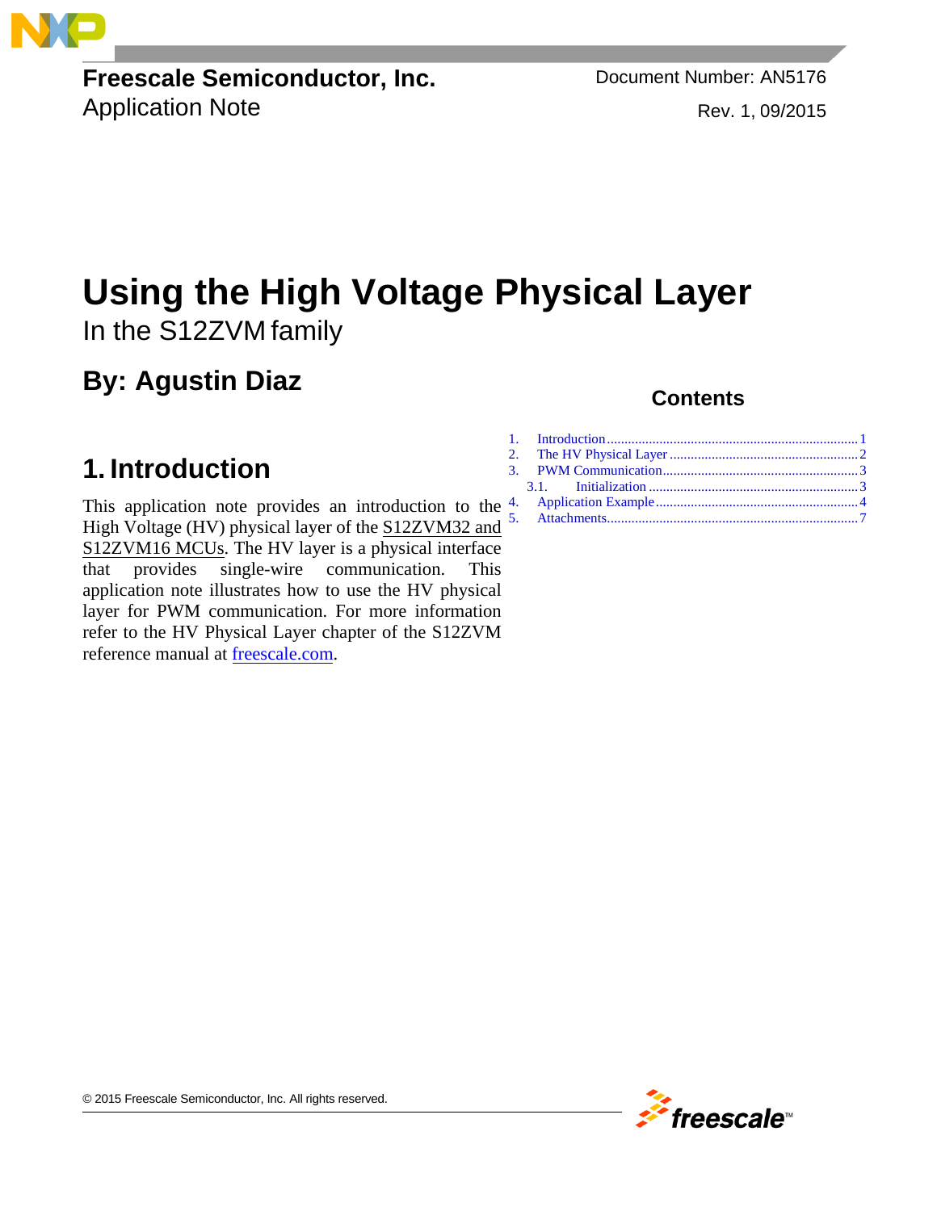Freescale Semiconductor, Inc.
Application Note

Document Number: AN5176
Rev. 1, 09/2015

# Using the High Voltage Physical Layer

In the S12ZVM family

## By: Agustin Diaz

## Contents

1. Introduction ........ 1
2. The HV Physical Layer ........ 2
3. PWM Communication ........ 3
   3.1. Initialization ........ 3
4. Application Example ........ 4
5. Attachments ........ 7

## 1. Introduction

This application note provides an introduction to the High Voltage (HV) physical layer of the S12ZVM32 and S12ZVM16 MCUs. The HV layer is a physical interface that provides single-wire communication. This application note illustrates how to use the HV physical layer for PWM communication. For more information refer to the HV Physical Layer chapter of the S12ZVM reference manual at freescale.com.

© 2015 Freescale Semiconductor, Inc. All rights reserved.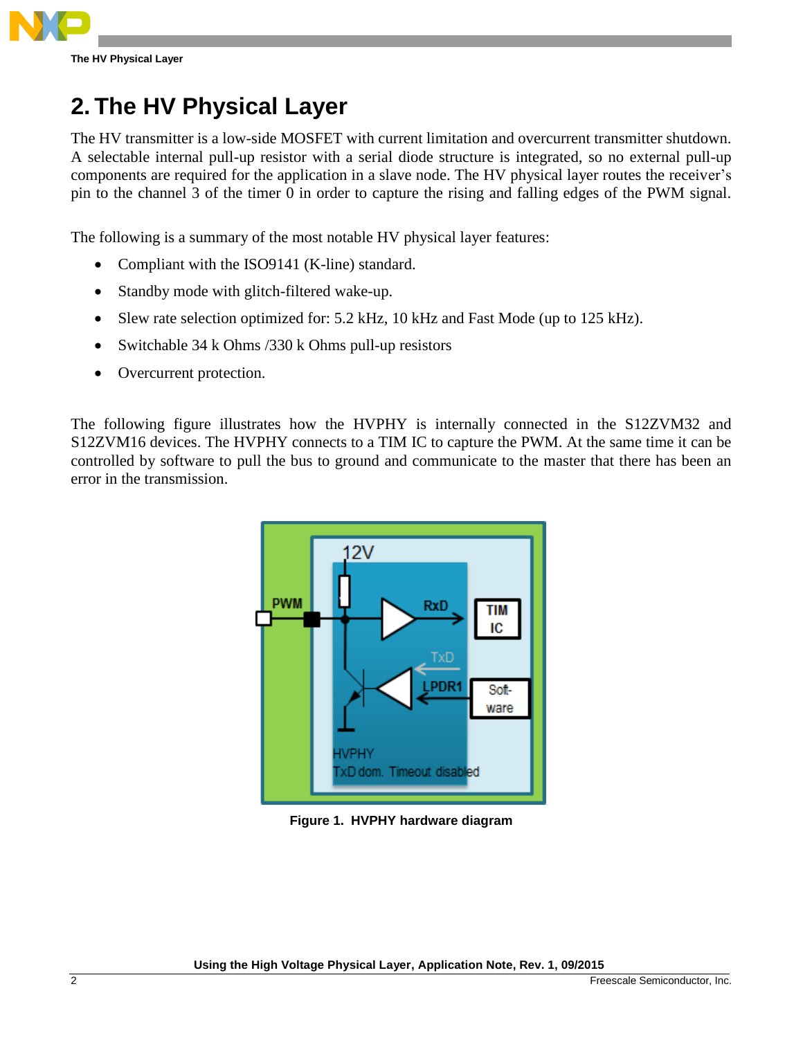# 2. The HV Physical Layer

The HV transmitter is a low-side MOSFET with current limitation and overcurrent transmitter shutdown. A selectable internal pull-up resistor with a serial diode structure is integrated, so no external pull-up components are required for the application in a slave node. The HV physical layer routes the receiver's pin to the channel 3 of the timer 0 in order to capture the rising and falling edges of the PWM signal.

The following is a summary of the most notable HV physical layer features:

- Compliant with the ISO9141 (K-line) standard.
- Standby mode with glitch-filtered wake-up.
- Slew rate selection optimized for: 5.2 kHz, 10 kHz and Fast Mode (up to 125 kHz).
- Switchable 34 k Ohms /330 k Ohms pull-up resistors
- Overcurrent protection.

The following figure illustrates how the HVPHY is internally connected in the S12ZVM32 and S12ZVM16 devices. The HVPHY connects to a TIM IC to capture the PWM. At the same time it can be controlled by software to pull the bus to ground and communicate to the master that there has been an error in the transmission.

**Figure 1. HVPHY hardware diagram**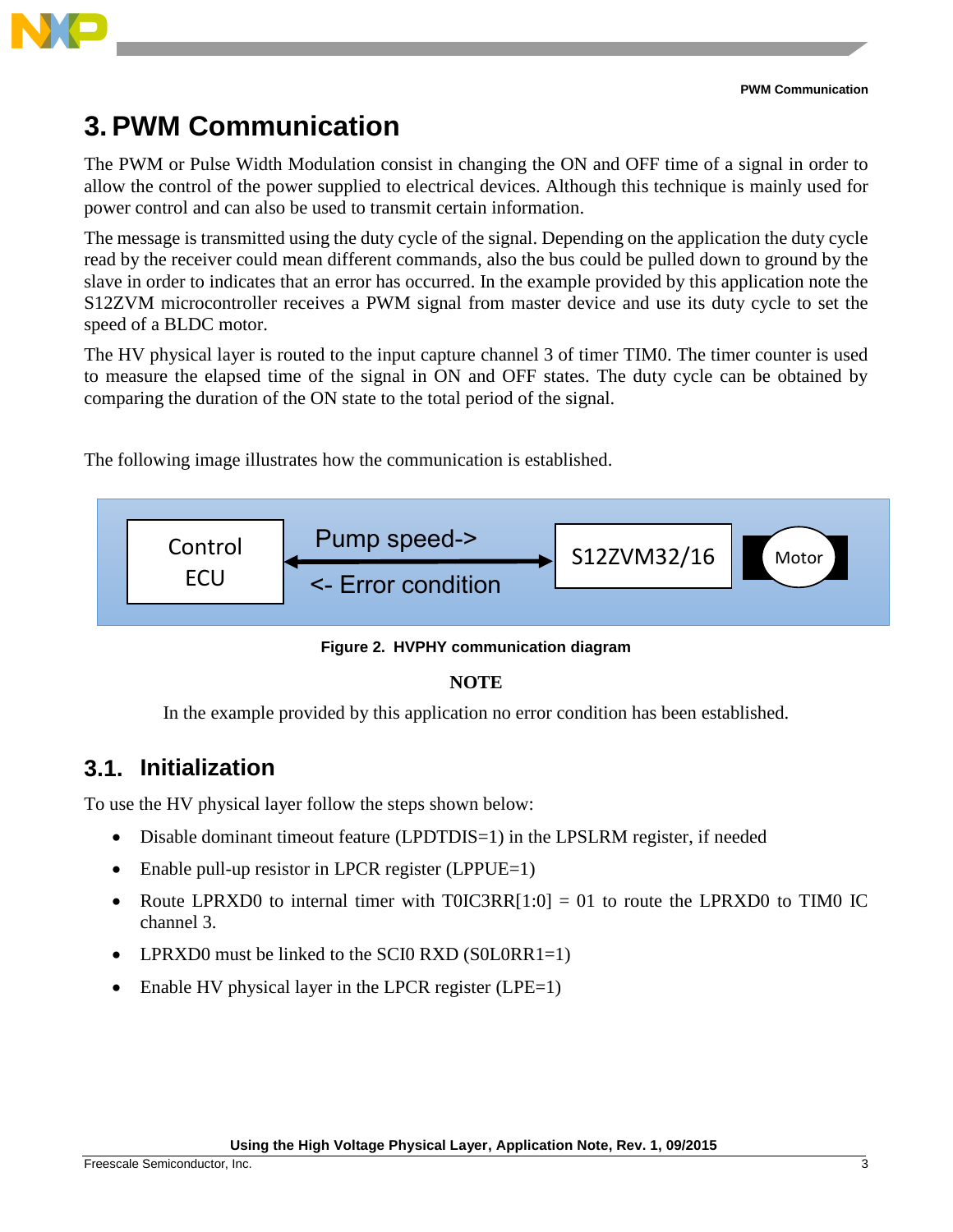# 3. PWM Communication

The PWM or Pulse Width Modulation consist in changing the ON and OFF time of a signal in order to allow the control of the power supplied to electrical devices. Although this technique is mainly used for power control and can also be used to transmit certain information.

The message is transmitted using the duty cycle of the signal. Depending on the application the duty cycle read by the receiver could mean different commands, also the bus could be pulled down to ground by the slave in order to indicates that an error has occurred. In the example provided by this application note the S12ZVM microcontroller receives a PWM signal from master device and use its duty cycle to set the speed of a BLDC motor.

The HV physical layer is routed to the input capture channel 3 of timer TIM0. The timer counter is used to measure the elapsed time of the signal in ON and OFF states. The duty cycle can be obtained by comparing the duration of the ON state to the total period of the signal.

The following image illustrates how the communication is established.

Control ECU | Pump speed-> | <- Error condition | S12ZVM32/16 | Motor

**Figure 2. HVPHY communication diagram**

**NOTE**

In the example provided by this application no error condition has been established.

## 3.1. Initialization

To use the HV physical layer follow the steps shown below:

- Disable dominant timeout feature (LPDTDIS=1) in the LPSLRM register, if needed
- Enable pull-up resistor in LPCR register (LPPUE=1)
- Route LPRXD0 to internal timer with T0IC3RR[1:0] = 01 to route the LPRXD0 to TIM0 IC channel 3.
- LPRXD0 must be linked to the SCI0 RXD (S0L0RR1=1)
- Enable HV physical layer in the LPCR register (LPE=1)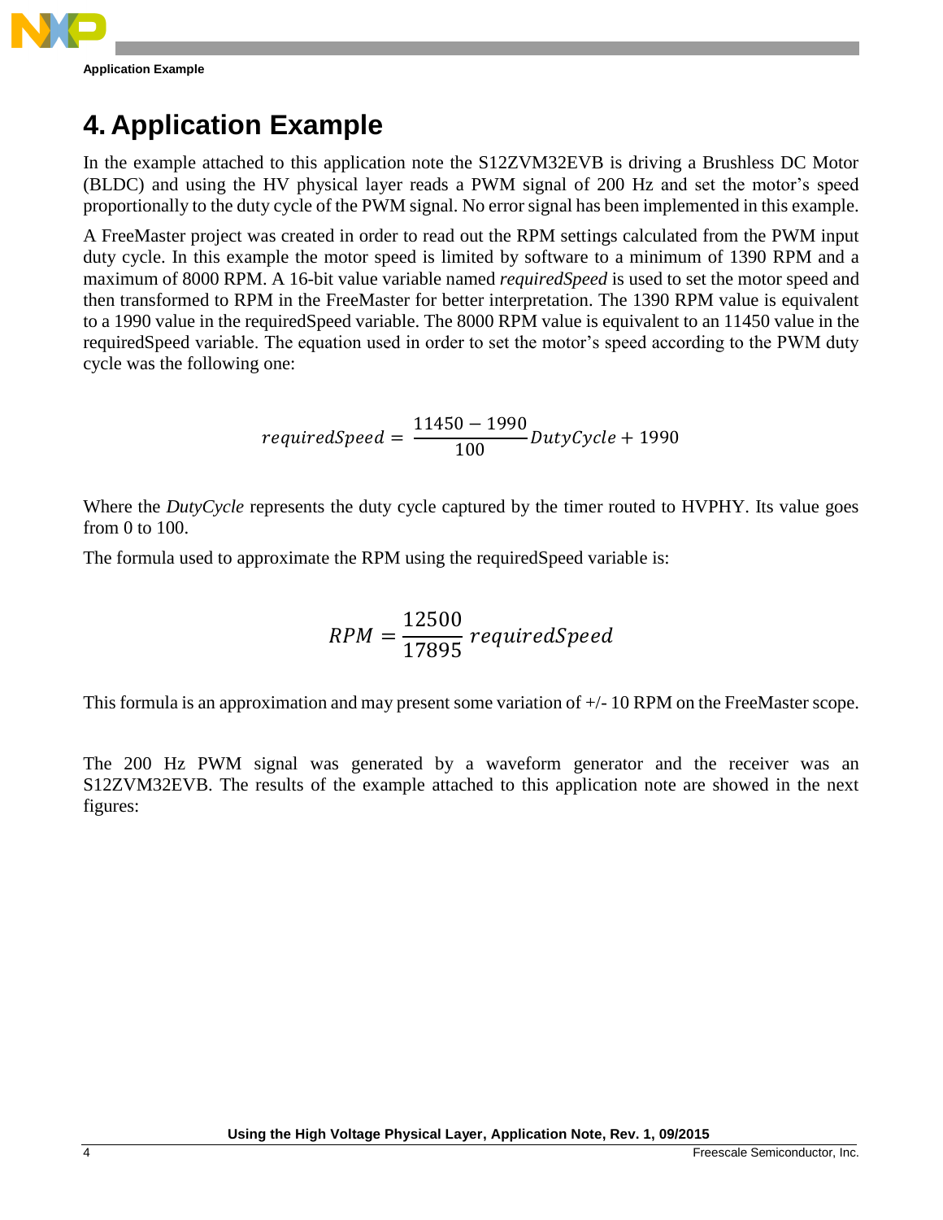# 4. Application Example

In the example attached to this application note the S12ZVM32EVB is driving a Brushless DC Motor (BLDC) and using the HV physical layer reads a PWM signal of 200 Hz and set the motor's speed proportionally to the duty cycle of the PWM signal. No error signal has been implemented in this example.

A FreeMaster project was created in order to read out the RPM settings calculated from the PWM input duty cycle. In this example the motor speed is limited by software to a minimum of 1390 RPM and a maximum of 8000 RPM. A 16-bit value variable named *requiredSpeed* is used to set the motor speed and then transformed to RPM in the FreeMaster for better interpretation. The 1390 RPM value is equivalent to a 1990 value in the requiredSpeed variable. The 8000 RPM value is equivalent to an 11450 value in the requiredSpeed variable. The equation used in order to set the motor's speed according to the PWM duty cycle was the following one:

$$requiredSpeed = \frac{11450 - 1990}{100} DutyCycle + 1990$$

Where the *DutyCycle* represents the duty cycle captured by the timer routed to HVPHY. Its value goes from 0 to 100.

The formula used to approximate the RPM using the requiredSpeed variable is:

$$RPM = \frac{12500}{17895} requiredSpeed$$

This formula is an approximation and may present some variation of +/- 10 RPM on the FreeMaster scope.

The 200 Hz PWM signal was generated by a waveform generator and the receiver was an S12ZVM32EVB. The results of the example attached to this application note are showed in the next figures: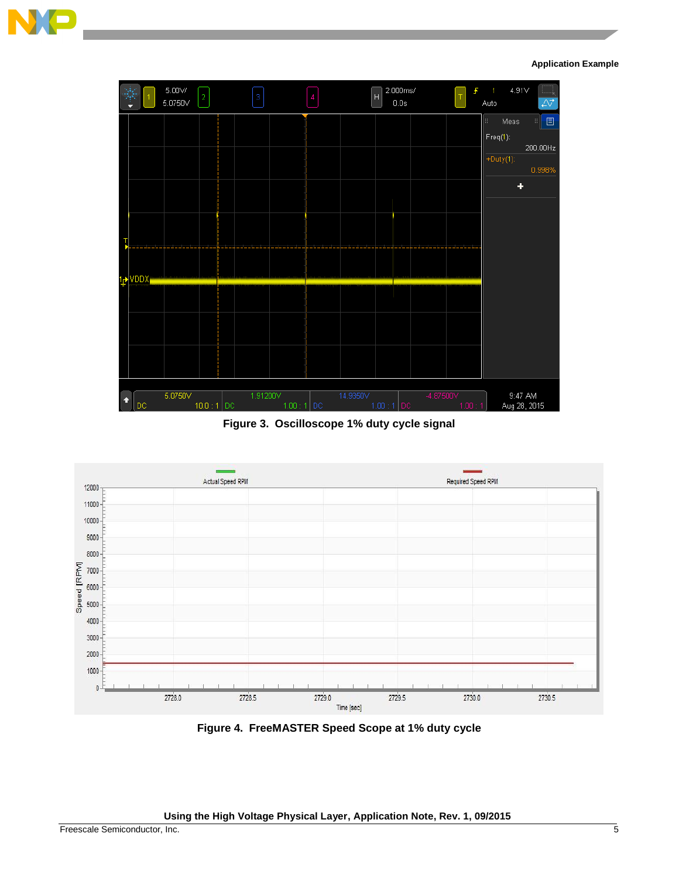Figure 3.  Oscilloscope 1% duty cycle signal

Figure 4.  FreeMASTER Speed Scope at 1% duty cycle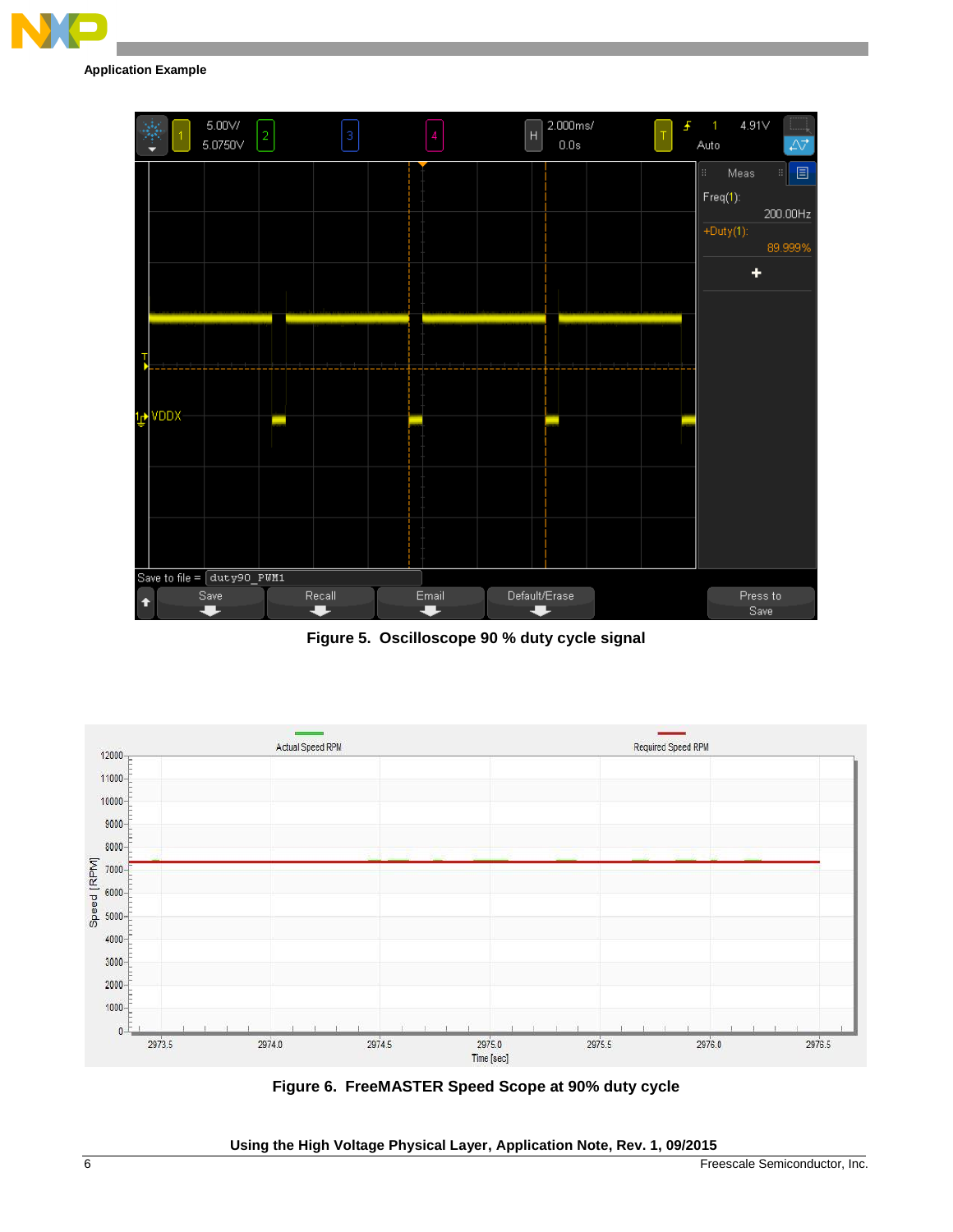Figure 5. Oscilloscope 90 % duty cycle signal

Figure 6. FreeMASTER Speed Scope at 90% duty cycle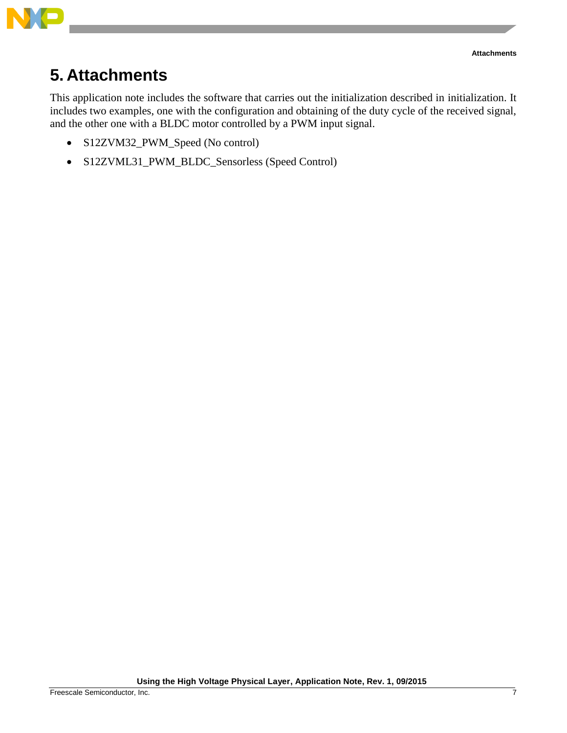# 5. Attachments

This application note includes the software that carries out the initialization described in initialization. It includes two examples, one with the configuration and obtaining of the duty cycle of the received signal, and the other one with a BLDC motor controlled by a PWM input signal.

- S12ZVM32_PWM_Speed (No control)
- S12ZVML31_PWM_BLDC_Sensorless (Speed Control)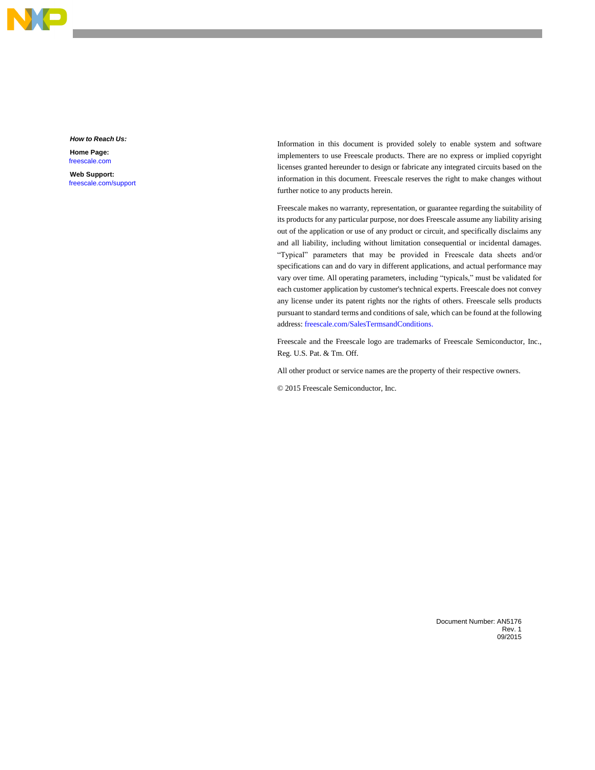***How to Reach Us:***

**Home Page:**
freescale.com

**Web Support:**
freescale.com/support

Information in this document is provided solely to enable system and software implementers to use Freescale products. There are no express or implied copyright licenses granted hereunder to design or fabricate any integrated circuits based on the information in this document. Freescale reserves the right to make changes without further notice to any products herein.

Freescale makes no warranty, representation, or guarantee regarding the suitability of its products for any particular purpose, nor does Freescale assume any liability arising out of the application or use of any product or circuit, and specifically disclaims any and all liability, including without limitation consequential or incidental damages. "Typical" parameters that may be provided in Freescale data sheets and/or specifications can and do vary in different applications, and actual performance may vary over time. All operating parameters, including "typicals," must be validated for each customer application by customer's technical experts. Freescale does not convey any license under its patent rights nor the rights of others. Freescale sells products pursuant to standard terms and conditions of sale, which can be found at the following address: freescale.com/SalesTermsandConditions.

Freescale and the Freescale logo are trademarks of Freescale Semiconductor, Inc., Reg. U.S. Pat. & Tm. Off.

All other product or service names are the property of their respective owners.

© 2015 Freescale Semiconductor, Inc.

Document Number: AN5176
Rev. 1
09/2015